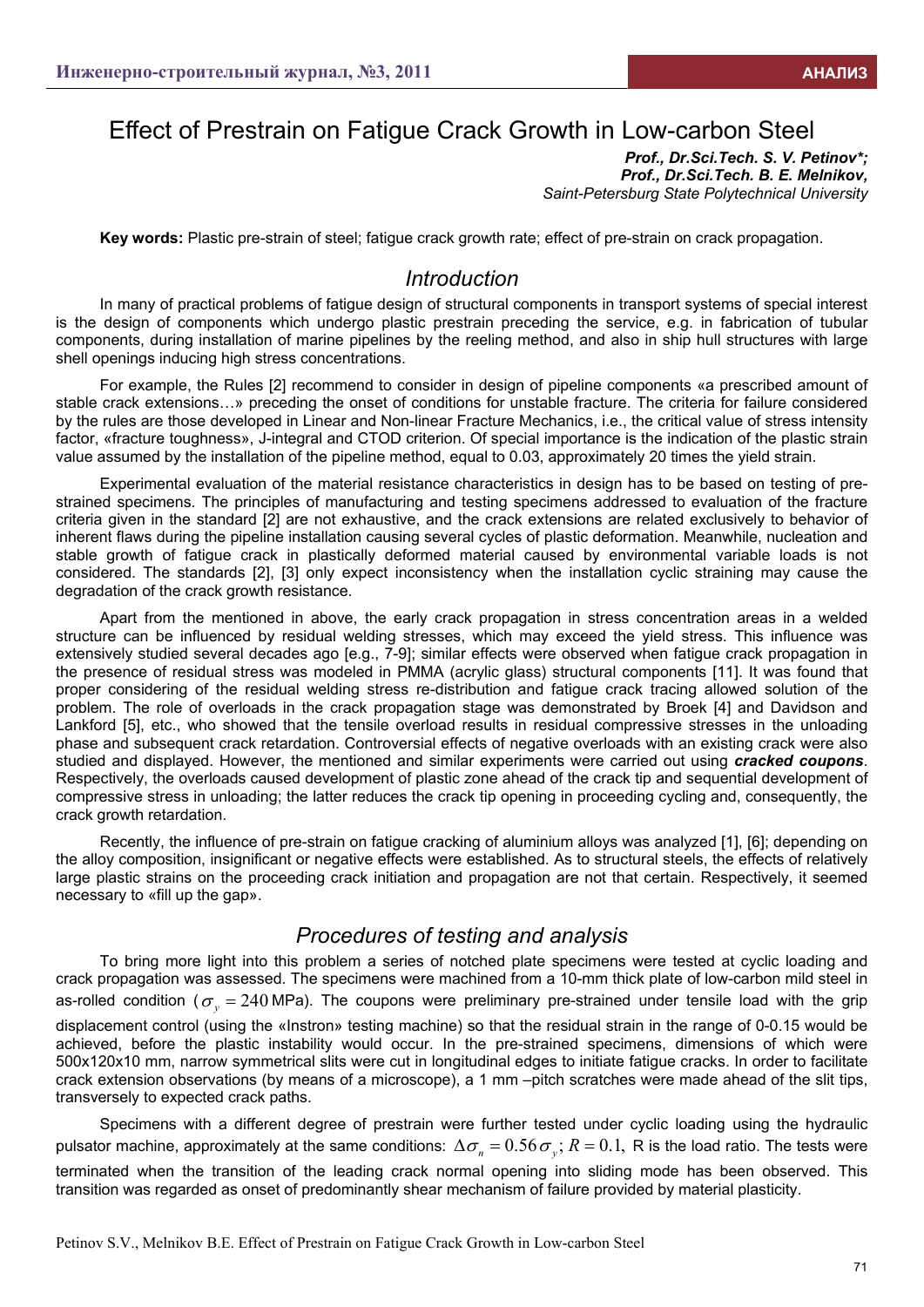# Effect of Prestrain on Fatigue Crack Growth in Low-carbon Steel

***Prof., Dr.Sci.Tech. S. V. Petinov\*;***
***Prof., Dr.Sci.Tech. B. E. Melnikov,***
*Saint-Petersburg State Polytechnical University*

**Key words:** Plastic pre-strain of steel; fatigue crack growth rate; effect of pre-strain on crack propagation.

## *Introduction*

In many of practical problems of fatigue design of structural components in transport systems of special interest is the design of components which undergo plastic prestrain preceding the service, e.g. in fabrication of tubular components, during installation of marine pipelines by the reeling method, and also in ship hull structures with large shell openings inducing high stress concentrations.

For example, the Rules [2] recommend to consider in design of pipeline components «a prescribed amount of stable crack extensions…» preceding the onset of conditions for unstable fracture. The criteria for failure considered by the rules are those developed in Linear and Non-linear Fracture Mechanics, i.e., the critical value of stress intensity factor, «fracture toughness», J-integral and CTOD criterion. Of special importance is the indication of the plastic strain value assumed by the installation of the pipeline method, equal to 0.03, approximately 20 times the yield strain.

Experimental evaluation of the material resistance characteristics in design has to be based on testing of pre-strained specimens. The principles of manufacturing and testing specimens addressed to evaluation of the fracture criteria given in the standard [2] are not exhaustive, and the crack extensions are related exclusively to behavior of inherent flaws during the pipeline installation causing several cycles of plastic deformation. Meanwhile, nucleation and stable growth of fatigue crack in plastically deformed material caused by environmental variable loads is not considered. The standards [2], [3] only expect inconsistency when the installation cyclic straining may cause the degradation of the crack growth resistance.

Apart from the mentioned in above, the early crack propagation in stress concentration areas in a welded structure can be influenced by residual welding stresses, which may exceed the yield stress. This influence was extensively studied several decades ago [e.g., 7-9]; similar effects were observed when fatigue crack propagation in the presence of residual stress was modeled in PMMA (acrylic glass) structural components [11]. It was found that proper considering of the residual welding stress re-distribution and fatigue crack tracing allowed solution of the problem. The role of overloads in the crack propagation stage was demonstrated by Broek [4] and Davidson and Lankford [5], etc., who showed that the tensile overload results in residual compressive stresses in the unloading phase and subsequent crack retardation. Controversial effects of negative overloads with an existing crack were also studied and displayed. However, the mentioned and similar experiments were carried out using ***cracked coupons***. Respectively, the overloads caused development of plastic zone ahead of the crack tip and sequential development of compressive stress in unloading; the latter reduces the crack tip opening in proceeding cycling and, consequently, the crack growth retardation.

Recently, the influence of pre-strain on fatigue cracking of aluminium alloys was analyzed [1], [6]; depending on the alloy composition, insignificant or negative effects were established. As to structural steels, the effects of relatively large plastic strains on the proceeding crack initiation and propagation are not that certain. Respectively, it seemed necessary to «fill up the gap».

## *Procedures of testing and analysis*

To bring more light into this problem a series of notched plate specimens were tested at cyclic loading and crack propagation was assessed. The specimens were machined from a 10-mm thick plate of low-carbon mild steel in as-rolled condition ($\sigma_y = 240$ MPa). The coupons were preliminary pre-strained under tensile load with the grip displacement control (using the «Instron» testing machine) so that the residual strain in the range of 0-0.15 would be achieved, before the plastic instability would occur. In the pre-strained specimens, dimensions of which were 500x120x10 mm, narrow symmetrical slits were cut in longitudinal edges to initiate fatigue cracks. In order to facilitate crack extension observations (by means of a microscope), a 1 mm –pitch scratches were made ahead of the slit tips, transversely to expected crack paths.

Specimens with a different degree of prestrain were further tested under cyclic loading using the hydraulic pulsator machine, approximately at the same conditions: $\Delta\sigma_n = 0.56\sigma_y$; $R = 0.1$, R is the load ratio. The tests were terminated when the transition of the leading crack normal opening into sliding mode has been observed. This transition was regarded as onset of predominantly shear mechanism of failure provided by material plasticity.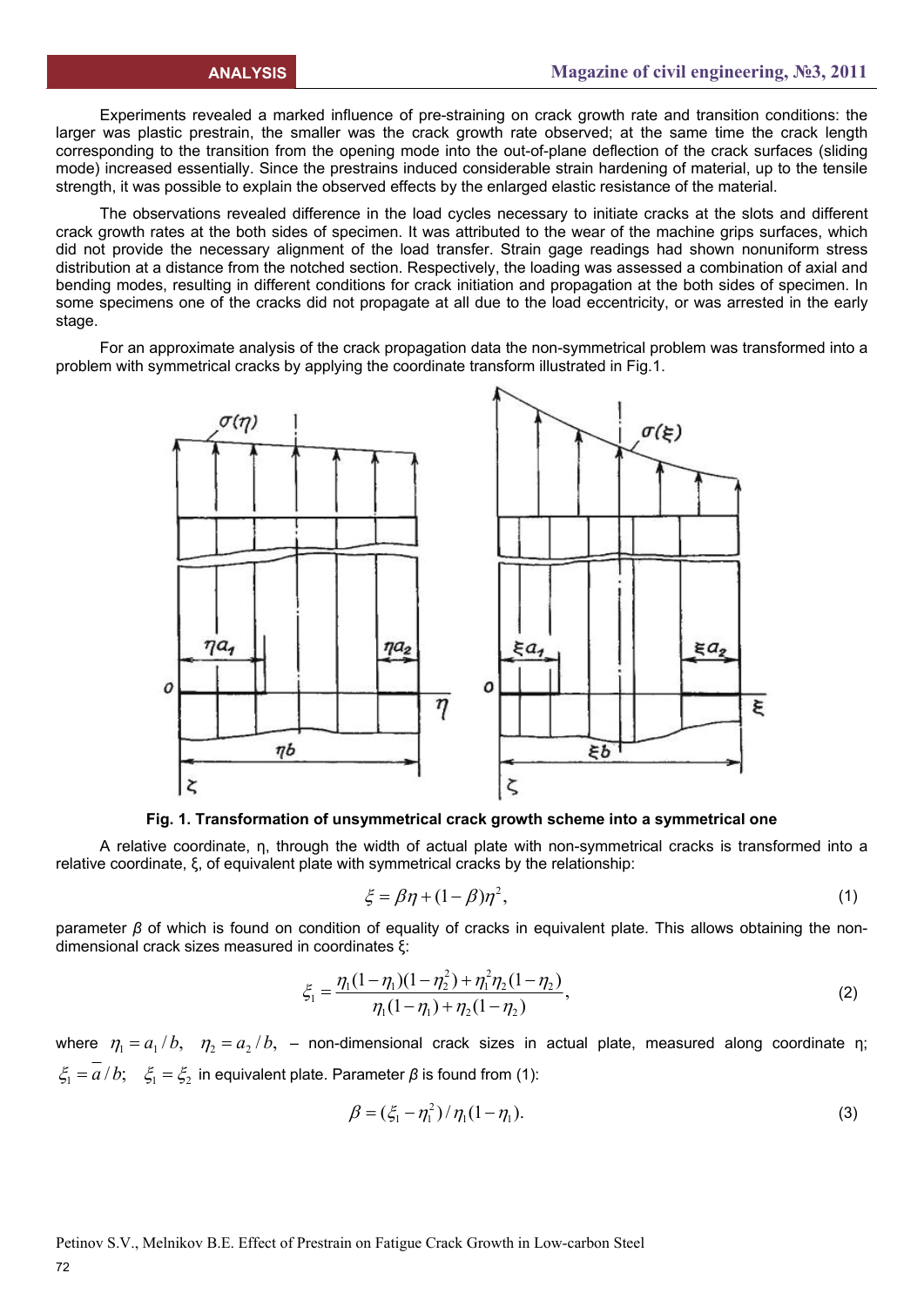Experiments revealed a marked influence of pre-straining on crack growth rate and transition conditions: the larger was plastic prestrain, the smaller was the crack growth rate observed; at the same time the crack length corresponding to the transition from the opening mode into the out-of-plane deflection of the crack surfaces (sliding mode) increased essentially. Since the prestrains induced considerable strain hardening of material, up to the tensile strength, it was possible to explain the observed effects by the enlarged elastic resistance of the material.

The observations revealed difference in the load cycles necessary to initiate cracks at the slots and different crack growth rates at the both sides of specimen. It was attributed to the wear of the machine grips surfaces, which did not provide the necessary alignment of the load transfer. Strain gage readings had shown nonuniform stress distribution at a distance from the notched section. Respectively, the loading was assessed a combination of axial and bending modes, resulting in different conditions for crack initiation and propagation at the both sides of specimen. In some specimens one of the cracks did not propagate at all due to the load eccentricity, or was arrested in the early stage.

For an approximate analysis of the crack propagation data the non-symmetrical problem was transformed into a problem with symmetrical cracks by applying the coordinate transform illustrated in Fig.1.

**Fig. 1. Transformation of unsymmetrical crack growth scheme into a symmetrical one**

A relative coordinate, η, through the width of actual plate with non-symmetrical cracks is transformed into a relative coordinate, ξ, of equivalent plate with symmetrical cracks by the relationship:

$$\xi = \beta\eta + (1-\beta)\eta^2, \tag{1}$$

parameter $\beta$ of which is found on condition of equality of cracks in equivalent plate. This allows obtaining the non-dimensional crack sizes measured in coordinates ξ:

$$\xi_1 = \frac{\eta_1(1-\eta_1)(1-\eta_2^2) + \eta_1^2\eta_2(1-\eta_2)}{\eta_1(1-\eta_1) + \eta_2(1-\eta_2)}, \tag{2}$$

where $\eta_1 = a_1/b, \quad \eta_2 = a_2/b,$ – non-dimensional crack sizes in actual plate, measured along coordinate η; $\xi_1 = \bar{a}/b; \quad \xi_1 = \xi_2$ in equivalent plate. Parameter $\beta$ is found from (1):

$$\beta = (\xi_1 - \eta_1^2)/\eta_1(1-\eta_1). \tag{3}$$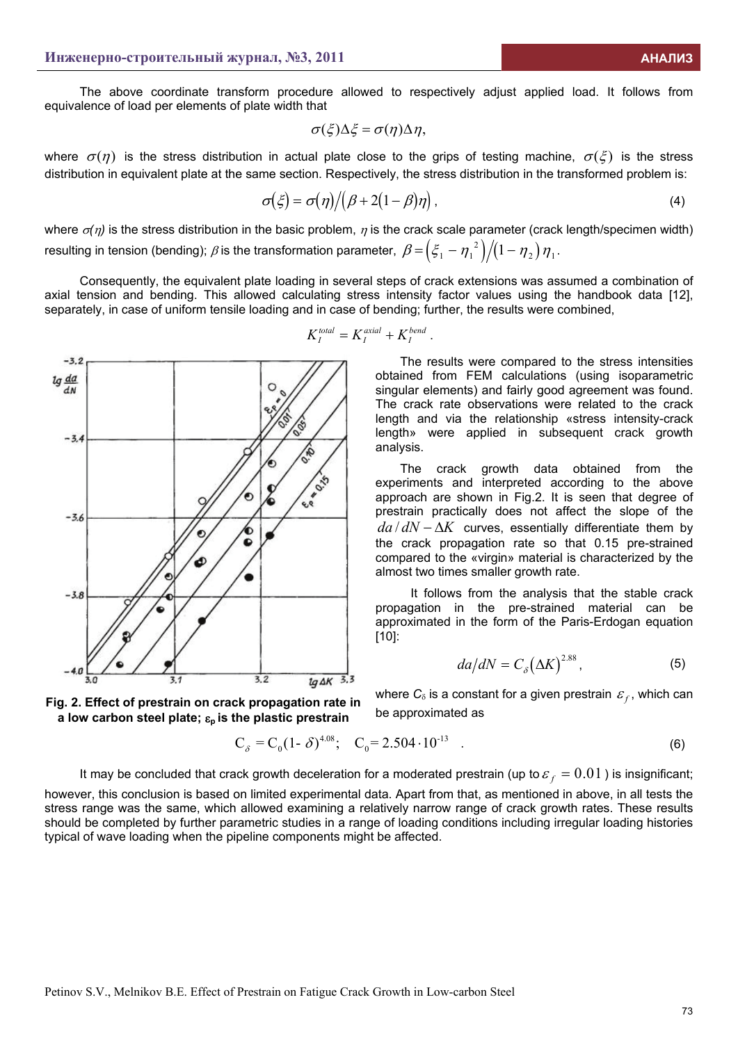The above coordinate transform procedure allowed to respectively adjust applied load. It follows from equivalence of load per elements of plate width that

$$\sigma(\xi)\Delta\xi = \sigma(\eta)\Delta\eta,$$

where $\sigma(\eta)$ is the stress distribution in actual plate close to the grips of testing machine, $\sigma(\xi)$ is the stress distribution in equivalent plate at the same section. Respectively, the stress distribution in the transformed problem is:

$$\sigma(\xi) = \sigma(\eta)/(\beta + 2(1-\beta)\eta), \tag{4}$$

where $\sigma(\eta)$ is the stress distribution in the basic problem, $\eta$ is the crack scale parameter (crack length/specimen width) resulting in tension (bending); $\beta$ is the transformation parameter, $\beta = (\xi_1 - \eta_1^2)/(1-\eta_2)\eta_1$.

Consequently, the equivalent plate loading in several steps of crack extensions was assumed a combination of axial tension and bending. This allowed calculating stress intensity factor values using the handbook data [12], separately, in case of uniform tensile loading and in case of bending; further, the results were combined,

$$K_I^{total} = K_I^{axial} + K_I^{bend}.$$

The results were compared to the stress intensities obtained from FEM calculations (using isoparametric singular elements) and fairly good agreement was found. The crack rate observations were related to the crack length and via the relationship «stress intensity-crack length» were applied in subsequent crack growth analysis.

The crack growth data obtained from the experiments and interpreted according to the above approach are shown in Fig.2. It is seen that degree of prestrain practically does not affect the slope of the $da/dN - \Delta K$ curves, essentially differentiate them by the crack propagation rate so that 0.15 pre-strained compared to the «virgin» material is characterized by the almost two times smaller growth rate.

**Fig. 2. Effect of prestrain on crack propagation rate in a low carbon steel plate; $\varepsilon_p$ is the plastic prestrain**

It follows from the analysis that the stable crack propagation in the pre-strained material can be approximated in the form of the Paris-Erdogan equation [10]:

$$da/dN = C_\delta (\Delta K)^{2.88}, \tag{5}$$

where $C_\delta$ is a constant for a given prestrain $\varepsilon_f$, which can be approximated as

$$C_\delta = C_0(1-\delta)^{4.08}; \quad C_0 = 2.504 \cdot 10^{-13}. \tag{6}$$

It may be concluded that crack growth deceleration for a moderated prestrain (up to $\varepsilon_f = 0.01$) is insignificant; however, this conclusion is based on limited experimental data. Apart from that, as mentioned in above, in all tests the stress range was the same, which allowed examining a relatively narrow range of crack growth rates. These results should be completed by further parametric studies in a range of loading conditions including irregular loading histories typical of wave loading when the pipeline components might be affected.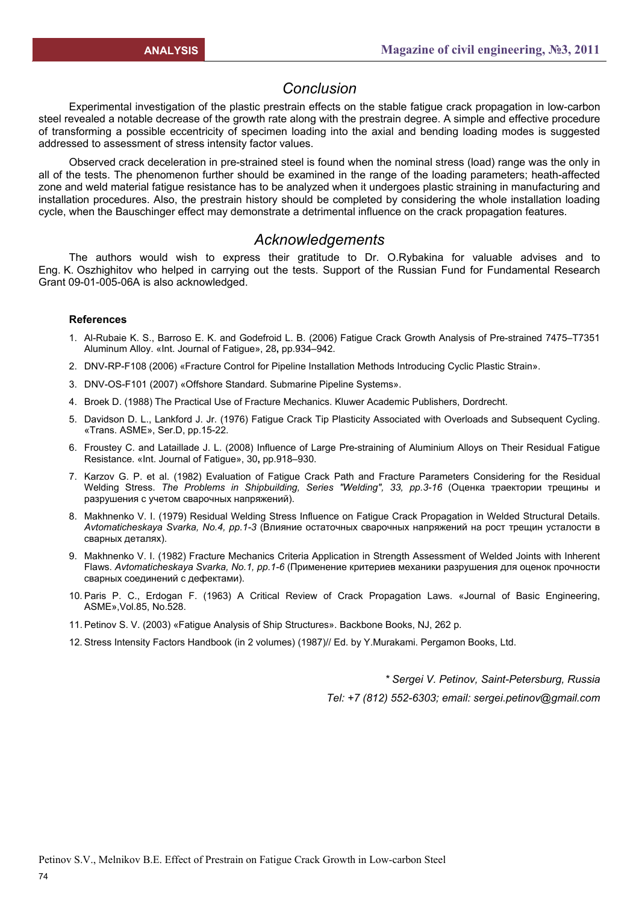## Conclusion

Experimental investigation of the plastic prestrain effects on the stable fatigue crack propagation in low-carbon steel revealed a notable decrease of the growth rate along with the prestrain degree. A simple and effective procedure of transforming a possible eccentricity of specimen loading into the axial and bending loading modes is suggested addressed to assessment of stress intensity factor values.

Observed crack deceleration in pre-strained steel is found when the nominal stress (load) range was the only in all of the tests. The phenomenon further should be examined in the range of the loading parameters; heath-affected zone and weld material fatigue resistance has to be analyzed when it undergoes plastic straining in manufacturing and installation procedures. Also, the prestrain history should be completed by considering the whole installation loading cycle, when the Bauschinger effect may demonstrate a detrimental influence on the crack propagation features.

## Acknowledgements

The authors would wish to express their gratitude to Dr. O.Rybakina for valuable advises and to Eng. K. Oszhighitov who helped in carrying out the tests. Support of the Russian Fund for Fundamental Research Grant 09-01-005-06A is also acknowledged.

### References

1. Al-Rubaie K. S., Barroso E. K. and Godefroid L. B. (2006) Fatigue Crack Growth Analysis of Pre-strained 7475–T7351 Aluminum Alloy. «Int. Journal of Fatigue», 28**,** pp.934–942.
2. DNV-RP-F108 (2006) «Fracture Control for Pipeline Installation Methods Introducing Cyclic Plastic Strain».
3. DNV-OS-F101 (2007) «Offshore Standard. Submarine Pipeline Systems».
4. Broek D. (1988) The Practical Use of Fracture Mechanics. Kluwer Academic Publishers, Dordrecht.
5. Davidson D. L., Lankford J. Jr. (1976) Fatigue Crack Tip Plasticity Associated with Overloads and Subsequent Cycling. «Trans. ASME», Ser.D, pp.15-22.
6. Froustey C. and Lataillade J. L. (2008) Influence of Large Pre-straining of Aluminium Alloys on Their Residual Fatigue Resistance. «Int. Journal of Fatigue», 30**,** pp.918–930.
7. Karzov G. P. et al. (1982) Evaluation of Fatigue Crack Path and Fracture Parameters Considering for the Residual Welding Stress. *The Problems in Shipbuilding, Series "Welding", 33, pp.3-16* (Оценка траектории трещины и разрушения с учетом сварочных напряжений).
8. Makhnenko V. I. (1979) Residual Welding Stress Influence on Fatigue Crack Propagation in Welded Structural Details. *Avtomaticheskaya Svarka, No.4, pp.1-3* (Влияние остаточных сварочных напряжений на рост трещин усталости в сварных деталях).
9. Makhnenko V. I. (1982) Fracture Mechanics Criteria Application in Strength Assessment of Welded Joints with Inherent Flaws. *Avtomaticheskaya Svarka, No.1, pp.1-6* (Применение критериев механики разрушения для оценок прочности сварных соединений с дефектами).
10. Paris P. C., Erdogan F. (1963) A Critical Review of Crack Propagation Laws. «Journal of Basic Engineering, ASME»,Vol.85, No.528.
11. Petinov S. V. (2003) «Fatigue Analysis of Ship Structures». Backbone Books, NJ, 262 p.
12. Stress Intensity Factors Handbook (in 2 volumes) (1987)// Ed. by Y.Murakami. Pergamon Books, Ltd.

*\* Sergei V. Petinov, Saint-Petersburg, Russia*

*Tel: +7 (812) 552-6303; email: sergei.petinov@gmail.com*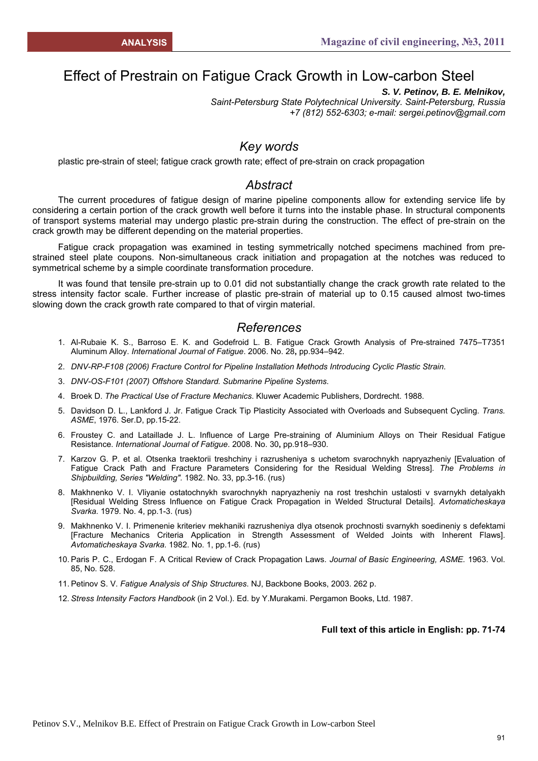# Effect of Prestrain on Fatigue Crack Growth in Low-carbon Steel

***S. V. Petinov, B. E. Melnikov,***
*Saint-Petersburg State Polytechnical University. Saint-Petersburg, Russia*
*+7 (812) 552-6303; e-mail: sergei.petinov@gmail.com*

## *Key words*

plastic pre-strain of steel; fatigue crack growth rate; effect of pre-strain on crack propagation

## *Abstract*

The current procedures of fatigue design of marine pipeline components allow for extending service life by considering a certain portion of the crack growth well before it turns into the instable phase. In structural components of transport systems material may undergo plastic pre-strain during the construction. The effect of pre-strain on the crack growth may be different depending on the material properties.

Fatigue crack propagation was examined in testing symmetrically notched specimens machined from pre-strained steel plate coupons. Non-simultaneous crack initiation and propagation at the notches was reduced to symmetrical scheme by a simple coordinate transformation procedure.

It was found that tensile pre-strain up to 0.01 did not substantially change the crack growth rate related to the stress intensity factor scale. Further increase of plastic pre-strain of material up to 0.15 caused almost two-times slowing down the crack growth rate compared to that of virgin material.

## *References*

1. Al-Rubaie K. S., Barroso E. K. and Godefroid L. B. Fatigue Crack Growth Analysis of Pre-strained 7475–T7351 Aluminum Alloy. *International Journal of Fatigue*. 2006. No. 28**,** pp.934–942.
2. *DNV-RP-F108 (2006) Fracture Control for Pipeline Installation Methods Introducing Cyclic Plastic Strain*.
3. *DNV-OS-F101 (2007) Offshore Standard. Submarine Pipeline Systems*.
4. Broek D. *The Practical Use of Fracture Mechanics*. Kluwer Academic Publishers, Dordrecht. 1988.
5. Davidson D. L., Lankford J. Jr. Fatigue Crack Tip Plasticity Associated with Overloads and Subsequent Cycling. *Trans. ASME*, 1976. Ser.D, pp.15-22.
6. Froustey C. and Lataillade J. L. Influence of Large Pre-straining of Aluminium Alloys on Their Residual Fatigue Resistance. *International Journal of Fatigue*. 2008. No. 30**,** pp.918–930.
7. Karzov G. P. et al. Otsenka traektorii treshchiny i razrusheniya s uchetom svarochnykh napryazheniy [Evaluation of Fatigue Crack Path and Fracture Parameters Considering for the Residual Welding Stress]. *The Problems in Shipbuilding, Series "Welding".* 1982. No. 33, pp.3-16. (rus)
8. Makhnenko V. I. Vliyanie ostatochnykh svarochnykh napryazheniy na rost treshchin ustalosti v svarnykh detalyakh [Residual Welding Stress Influence on Fatigue Crack Propagation in Welded Structural Details]. *Avtomaticheskaya Svarka.* 1979. No. 4, pp.1-3. (rus)
9. Makhnenko V. I. Primenenie kriteriev mekhaniki razrusheniya dlya otsenok prochnosti svarnykh soedineniy s defektami [Fracture Mechanics Criteria Application in Strength Assessment of Welded Joints with Inherent Flaws]. *Avtomaticheskaya Svarka.* 1982. No. 1, pp.1-6. (rus)
10. Paris P. C., Erdogan F. A Critical Review of Crack Propagation Laws. *Journal of Basic Engineering, ASME.* 1963. Vol. 85, No. 528.
11. Petinov S. V. *Fatigue Analysis of Ship Structures*. NJ, Backbone Books, 2003. 262 p.
12. *Stress Intensity Factors Handbook* (in 2 Vol.). Ed. by Y.Murakami. Pergamon Books, Ltd. 1987.

**Full text of this article in English: pp. 71-74**